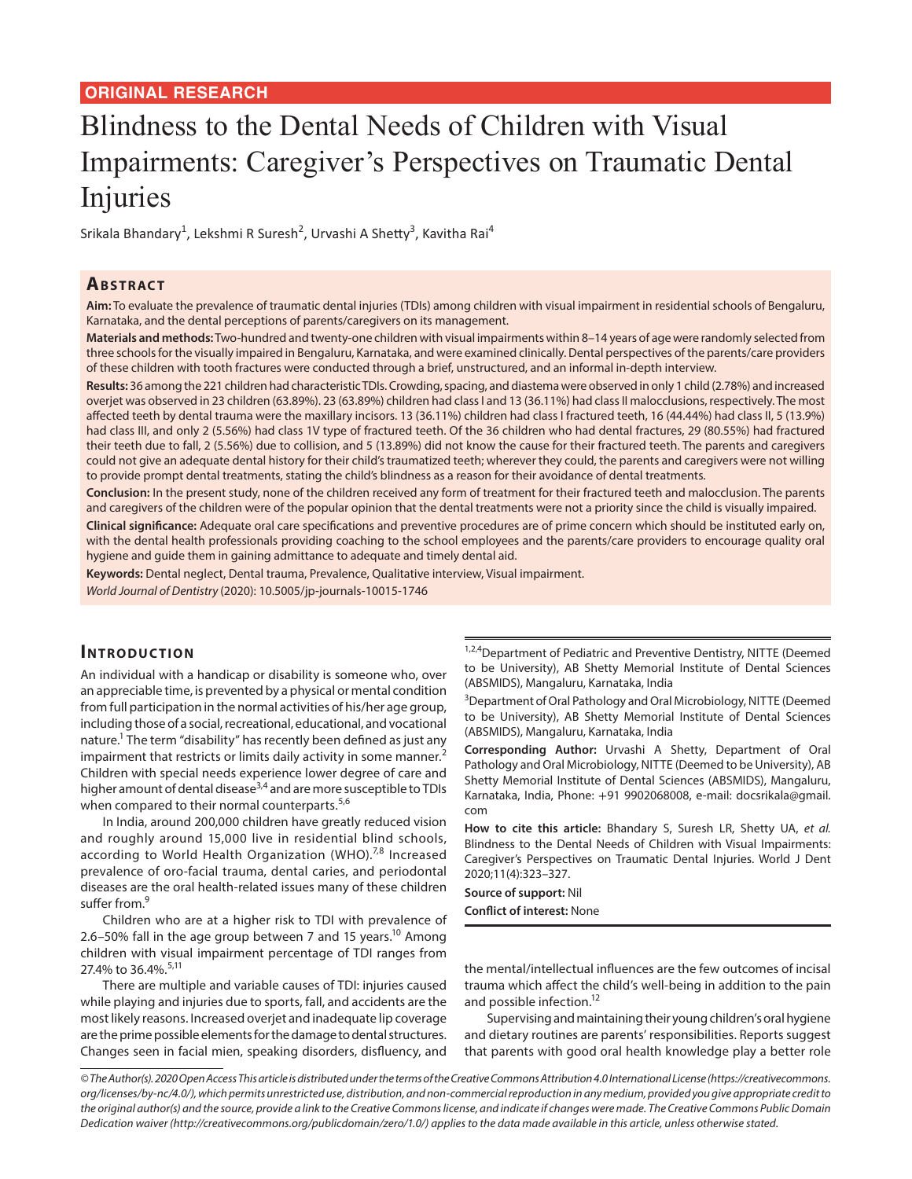ORIGINAL RESEARCH

# Blindness to the Dental Needs of Children with Visual Impairments: Caregiver's Perspectives on Traumatic Dental Injuries

Srikala Bhandary[1], Lekshmi R Suresh[2], Urvashi A Shetty[3], Kavitha Rai[4]

## Abstract

**Aim:** To evaluate the prevalence of traumatic dental injuries (TDIs) among children with visual impairment in residential schools of Bengaluru, Karnataka, and the dental perceptions of parents/caregivers on its management.

**Materials and methods:** Two-hundred and twenty-one children with visual impairments within 8–14 years of age were randomly selected from three schools for the visually impaired in Bengaluru, Karnataka, and were examined clinically. Dental perspectives of the parents/care providers of these children with tooth fractures were conducted through a brief, unstructured, and an informal in-depth interview.

**Results:** 36 among the 221 children had characteristic TDIs. Crowding, spacing, and diastema were observed in only 1 child (2.78%) and increased overjet was observed in 23 children (63.89%). 23 (63.89%) children had class I and 13 (36.11%) had class II malocclusions, respectively. The most affected teeth by dental trauma were the maxillary incisors. 13 (36.11%) children had class I fractured teeth, 16 (44.44%) had class II, 5 (13.9%) had class III, and only 2 (5.56%) had class 1V type of fractured teeth. Of the 36 children who had dental fractures, 29 (80.55%) had fractured their teeth due to fall, 2 (5.56%) due to collision, and 5 (13.89%) did not know the cause for their fractured teeth. The parents and caregivers could not give an adequate dental history for their child's traumatized teeth; wherever they could, the parents and caregivers were not willing to provide prompt dental treatments, stating the child's blindness as a reason for their avoidance of dental treatments.

**Conclusion:** In the present study, none of the children received any form of treatment for their fractured teeth and malocclusion. The parents and caregivers of the children were of the popular opinion that the dental treatments were not a priority since the child is visually impaired.

**Clinical significance:** Adequate oral care specifications and preventive procedures are of prime concern which should be instituted early on, with the dental health professionals providing coaching to the school employees and the parents/care providers to encourage quality oral hygiene and guide them in gaining admittance to adequate and timely dental aid.

**Keywords:** Dental neglect, Dental trauma, Prevalence, Qualitative interview, Visual impairment.

*World Journal of Dentistry* (2020): 10.5005/jp-journals-10015-1746

## Introduction

An individual with a handicap or disability is someone who, over an appreciable time, is prevented by a physical or mental condition from full participation in the normal activities of his/her age group, including those of a social, recreational, educational, and vocational nature.[1] The term "disability" has recently been defined as just any impairment that restricts or limits daily activity in some manner.[2] Children with special needs experience lower degree of care and higher amount of dental disease[3,4] and are more susceptible to TDIs when compared to their normal counterparts.[5,6]

In India, around 200,000 children have greatly reduced vision and roughly around 15,000 live in residential blind schools, according to World Health Organization (WHO).[7,8] Increased prevalence of oro-facial trauma, dental caries, and periodontal diseases are the oral health-related issues many of these children suffer from.[9]

Children who are at a higher risk to TDI with prevalence of 2.6–50% fall in the age group between 7 and 15 years.[10] Among children with visual impairment percentage of TDI ranges from 27.4% to 36.4%.[5,11]

There are multiple and variable causes of TDI: injuries caused while playing and injuries due to sports, fall, and accidents are the most likely reasons. Increased overjet and inadequate lip coverage are the prime possible elements for the damage to dental structures. Changes seen in facial mien, speaking disorders, disfluency, and the mental/intellectual influences are the few outcomes of incisal trauma which affect the child's well-being in addition to the pain and possible infection.[12]

Supervising and maintaining their young children's oral hygiene and dietary routines are parents' responsibilities. Reports suggest that parents with good oral health knowledge play a better role

[1,2,4]Department of Pediatric and Preventive Dentistry, NITTE (Deemed to be University), AB Shetty Memorial Institute of Dental Sciences (ABSMIDS), Mangaluru, Karnataka, India

[3]Department of Oral Pathology and Oral Microbiology, NITTE (Deemed to be University), AB Shetty Memorial Institute of Dental Sciences (ABSMIDS), Mangaluru, Karnataka, India

**Corresponding Author:** Urvashi A Shetty, Department of Oral Pathology and Oral Microbiology, NITTE (Deemed to be University), AB Shetty Memorial Institute of Dental Sciences (ABSMIDS), Mangaluru, Karnataka, India, Phone: +91 9902068008, e-mail: docsrikala@gmail.com

**How to cite this article:** Bhandary S, Suresh LR, Shetty UA, *et al.* Blindness to the Dental Needs of Children with Visual Impairments: Caregiver's Perspectives on Traumatic Dental Injuries. World J Dent 2020;11(4):323–327.

**Source of support:** Nil

**Conflict of interest:** None

*© The Author(s). 2020 Open Access This article is distributed under the terms of the Creative Commons Attribution 4.0 International License (https://creativecommons.org/licenses/by-nc/4.0/), which permits unrestricted use, distribution, and non-commercial reproduction in any medium, provided you give appropriate credit to the original author(s) and the source, provide a link to the Creative Commons license, and indicate if changes were made. The Creative Commons Public Domain Dedication waiver (http://creativecommons.org/publicdomain/zero/1.0/) applies to the data made available in this article, unless otherwise stated.*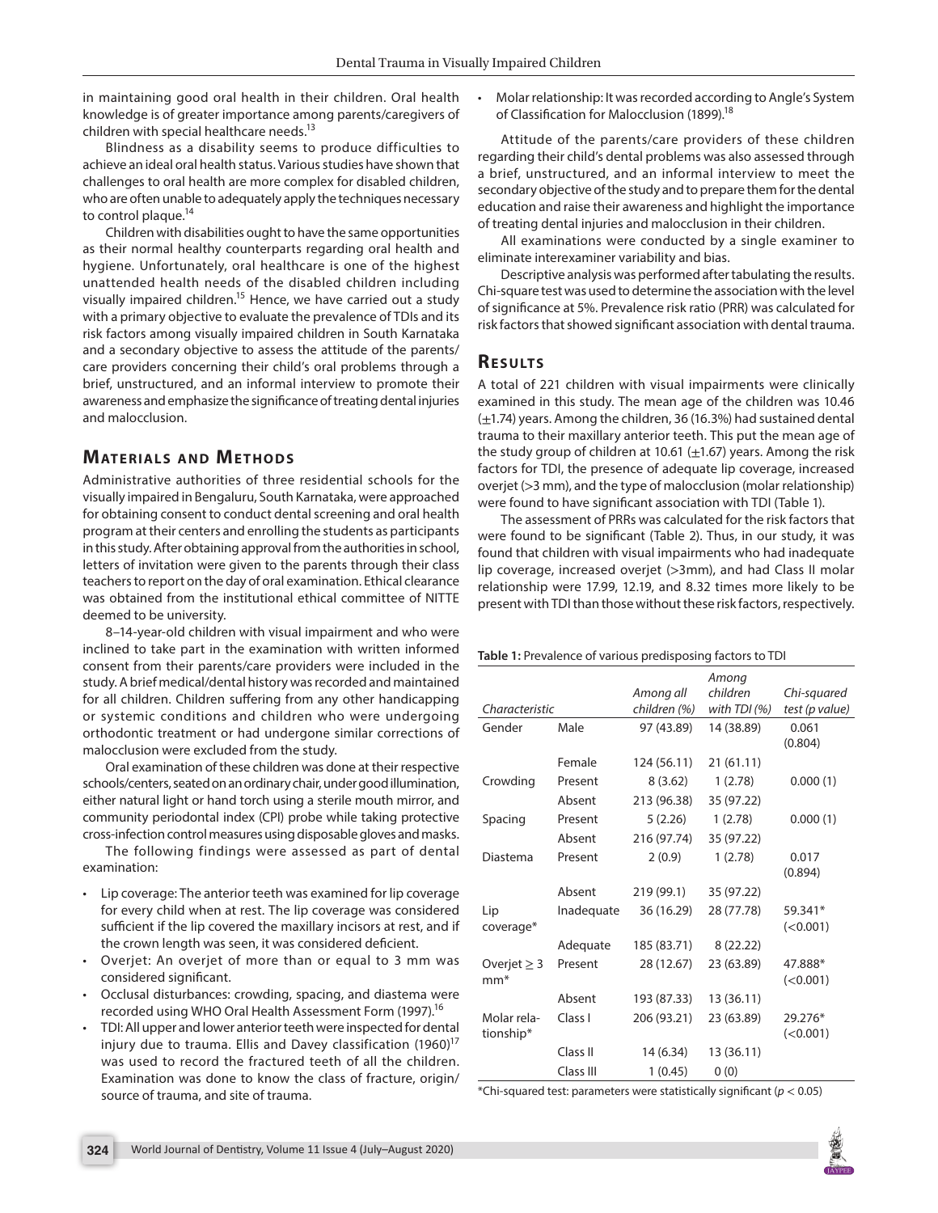in maintaining good oral health in their children. Oral health knowledge is of greater importance among parents/caregivers of children with special healthcare needs.[13]

Blindness as a disability seems to produce difficulties to achieve an ideal oral health status. Various studies have shown that challenges to oral health are more complex for disabled children, who are often unable to adequately apply the techniques necessary to control plaque.[14]

Children with disabilities ought to have the same opportunities as their normal healthy counterparts regarding oral health and hygiene. Unfortunately, oral healthcare is one of the highest unattended health needs of the disabled children including visually impaired children.[15] Hence, we have carried out a study with a primary objective to evaluate the prevalence of TDIs and its risk factors among visually impaired children in South Karnataka and a secondary objective to assess the attitude of the parents/care providers concerning their child's oral problems through a brief, unstructured, and an informal interview to promote their awareness and emphasize the significance of treating dental injuries and malocclusion.

## Materials and Methods

Administrative authorities of three residential schools for the visually impaired in Bengaluru, South Karnataka, were approached for obtaining consent to conduct dental screening and oral health program at their centers and enrolling the students as participants in this study. After obtaining approval from the authorities in school, letters of invitation were given to the parents through their class teachers to report on the day of oral examination. Ethical clearance was obtained from the institutional ethical committee of NITTE deemed to be university.

8–14-year-old children with visual impairment and who were inclined to take part in the examination with written informed consent from their parents/care providers were included in the study. A brief medical/dental history was recorded and maintained for all children. Children suffering from any other handicapping or systemic conditions and children who were undergoing orthodontic treatment or had undergone similar corrections of malocclusion were excluded from the study.

Oral examination of these children was done at their respective schools/centers, seated on an ordinary chair, under good illumination, either natural light or hand torch using a sterile mouth mirror, and community periodontal index (CPI) probe while taking protective cross-infection control measures using disposable gloves and masks.

The following findings were assessed as part of dental examination:

- Lip coverage: The anterior teeth was examined for lip coverage for every child when at rest. The lip coverage was considered sufficient if the lip covered the maxillary incisors at rest, and if the crown length was seen, it was considered deficient.
- Overjet: An overjet of more than or equal to 3 mm was considered significant.
- Occlusal disturbances: crowding, spacing, and diastema were recorded using WHO Oral Health Assessment Form (1997).[16]
- TDI: All upper and lower anterior teeth were inspected for dental injury due to trauma. Ellis and Davey classification (1960)[17] was used to record the fractured teeth of all the children. Examination was done to know the class of fracture, origin/source of trauma, and site of trauma.
- Molar relationship: It was recorded according to Angle's System of Classification for Malocclusion (1899).[18]

Attitude of the parents/care providers of these children regarding their child's dental problems was also assessed through a brief, unstructured, and an informal interview to meet the secondary objective of the study and to prepare them for the dental education and raise their awareness and highlight the importance of treating dental injuries and malocclusion in their children.

All examinations were conducted by a single examiner to eliminate interexaminer variability and bias.

Descriptive analysis was performed after tabulating the results. Chi-square test was used to determine the association with the level of significance at 5%. Prevalence risk ratio (PRR) was calculated for risk factors that showed significant association with dental trauma.

## Results

A total of 221 children with visual impairments were clinically examined in this study. The mean age of the children was 10.46 (±1.74) years. Among the children, 36 (16.3%) had sustained dental trauma to their maxillary anterior teeth. This put the mean age of the study group of children at 10.61 (±1.67) years. Among the risk factors for TDI, the presence of adequate lip coverage, increased overjet (>3 mm), and the type of malocclusion (molar relationship) were found to have significant association with TDI (Table 1).

The assessment of PRRs was calculated for the risk factors that were found to be significant (Table 2). Thus, in our study, it was found that children with visual impairments who had inadequate lip coverage, increased overjet (>3mm), and had Class II molar relationship were 17.99, 12.19, and 8.32 times more likely to be present with TDI than those without these risk factors, respectively.

**Table 1:** Prevalence of various predisposing factors to TDI

| *Characteristic* | | *Among all children (%)* | *Among children with TDI (%)* | *Chi-squared test (p value)* |
|---|---|---|---|---|
| Gender | Male | 97 (43.89) | 14 (38.89) | 0.061 (0.804) |
| | Female | 124 (56.11) | 21 (61.11) | |
| Crowding | Present | 8 (3.62) | 1 (2.78) | 0.000 (1) |
| | Absent | 213 (96.38) | 35 (97.22) | |
| Spacing | Present | 5 (2.26) | 1 (2.78) | 0.000 (1) |
| | Absent | 216 (97.74) | 35 (97.22) | |
| Diastema | Present | 2 (0.9) | 1 (2.78) | 0.017 (0.894) |
| | Absent | 219 (99.1) | 35 (97.22) | |
| Lip coverage* | Inadequate | 36 (16.29) | 28 (77.78) | 59.341* (<0.001) |
| | Adequate | 185 (83.71) | 8 (22.22) | |
| Overjet ≥ 3 mm* | Present | 28 (12.67) | 23 (63.89) | 47.888* (<0.001) |
| | Absent | 193 (87.33) | 13 (36.11) | |
| Molar relationship* | Class I | 206 (93.21) | 23 (63.89) | 29.276* (<0.001) |
| | Class II | 14 (6.34) | 13 (36.11) | |
| | Class III | 1 (0.45) | 0 (0) | |

*Chi-squared test: parameters were statistically significant ($p < 0.05$)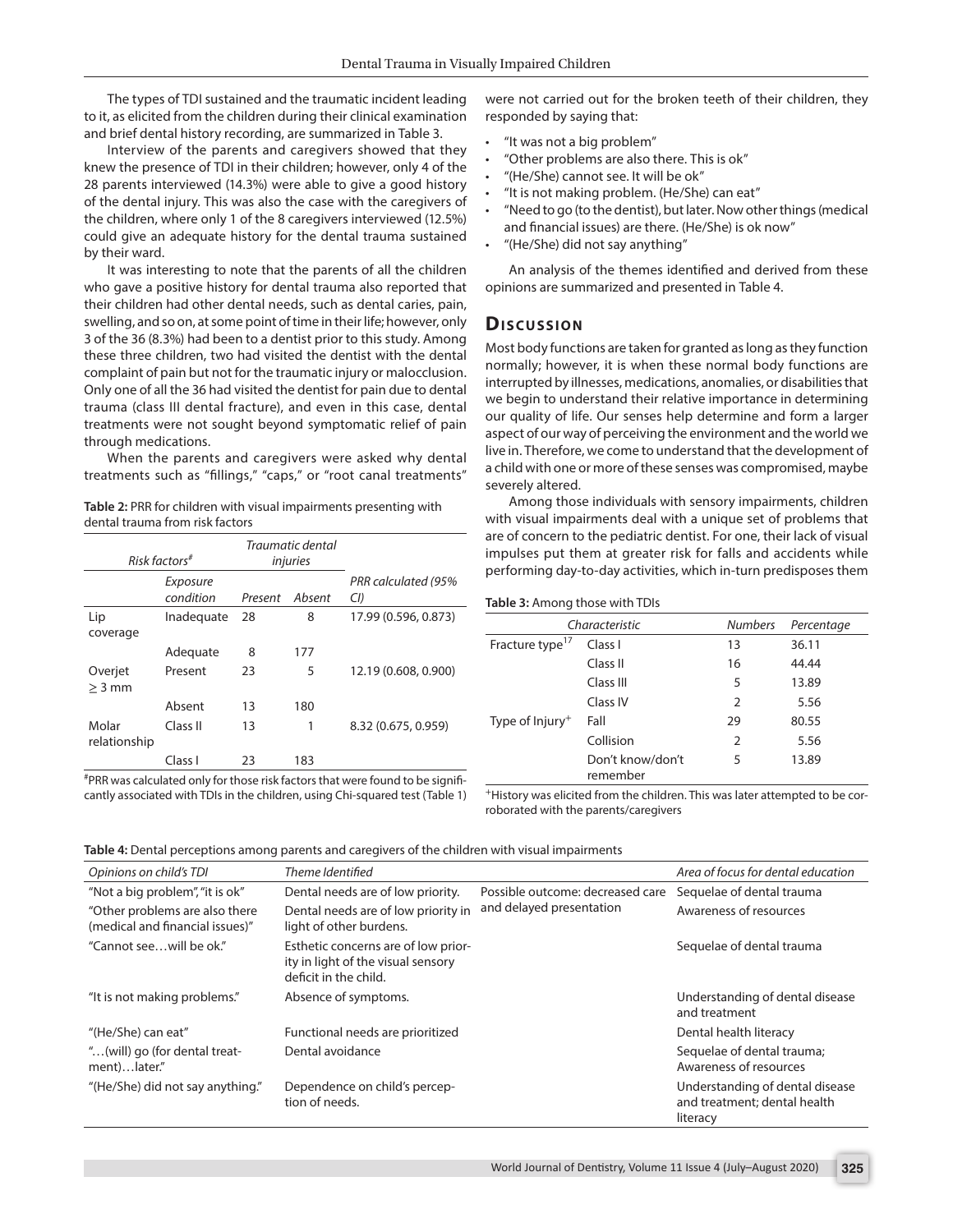The types of TDI sustained and the traumatic incident leading to it, as elicited from the children during their clinical examination and brief dental history recording, are summarized in Table 3.

Interview of the parents and caregivers showed that they knew the presence of TDI in their children; however, only 4 of the 28 parents interviewed (14.3%) were able to give a good history of the dental injury. This was also the case with the caregivers of the children, where only 1 of the 8 caregivers interviewed (12.5%) could give an adequate history for the dental trauma sustained by their ward.

It was interesting to note that the parents of all the children who gave a positive history for dental trauma also reported that their children had other dental needs, such as dental caries, pain, swelling, and so on, at some point of time in their life; however, only 3 of the 36 (8.3%) had been to a dentist prior to this study. Among these three children, two had visited the dentist with the dental complaint of pain but not for the traumatic injury or malocclusion. Only one of all the 36 had visited the dentist for pain due to dental trauma (class III dental fracture), and even in this case, dental treatments were not sought beyond symptomatic relief of pain through medications.

When the parents and caregivers were asked why dental treatments such as "fillings," "caps," or "root canal treatments" were not carried out for the broken teeth of their children, they responded by saying that:

- "It was not a big problem"
- "Other problems are also there. This is ok"
- "(He/She) cannot see. It will be ok"
- "It is not making problem. (He/She) can eat"
- "Need to go (to the dentist), but later. Now other things (medical and financial issues) are there. (He/She) is ok now"
- "(He/She) did not say anything"

An analysis of the themes identified and derived from these opinions are summarized and presented in Table 4.

**Table 2:** PRR for children with visual impairments presenting with dental trauma from risk factors

| Risk factors[#] | | Traumatic dental injuries | | |
|---|---|---|---|---|
| | Exposure condition | Present | Absent | PRR calculated (95% CI) |
| Lip coverage | Inadequate | 28 | 8 | 17.99 (0.596, 0.873) |
| | Adequate | 8 | 177 | |
| Overjet ≥ 3 mm | Present | 23 | 5 | 12.19 (0.608, 0.900) |
| | Absent | 13 | 180 | |
| Molar relationship | Class II | 13 | 1 | 8.32 (0.675, 0.959) |
| | Class I | 23 | 183 | |

[#]PRR was calculated only for those risk factors that were found to be significantly associated with TDIs in the children, using Chi-squared test (Table 1)

## Discussion

Most body functions are taken for granted as long as they function normally; however, it is when these normal body functions are interrupted by illnesses, medications, anomalies, or disabilities that we begin to understand their relative importance in determining our quality of life. Our senses help determine and form a larger aspect of our way of perceiving the environment and the world we live in. Therefore, we come to understand that the development of a child with one or more of these senses was compromised, maybe severely altered.

Among those individuals with sensory impairments, children with visual impairments deal with a unique set of problems that are of concern to the pediatric dentist. For one, their lack of visual impulses put them at greater risk for falls and accidents while performing day-to-day activities, which in-turn predisposes them

**Table 3:** Among those with TDIs

| Characteristic | | Numbers | Percentage |
|---|---|---|---|
| Fracture type[17] | Class I | 13 | 36.11 |
| | Class II | 16 | 44.44 |
| | Class III | 5 | 13.89 |
| | Class IV | 2 | 5.56 |
| Type of Injury[+] | Fall | 29 | 80.55 |
| | Collision | 2 | 5.56 |
| | Don't know/don't remember | 5 | 13.89 |

[+]History was elicited from the children. This was later attempted to be corroborated with the parents/caregivers

**Table 4:** Dental perceptions among parents and caregivers of the children with visual impairments

| Opinions on child's TDI | Theme Identified | | Area of focus for dental education |
|---|---|---|---|
| "Not a big problem", "it is ok" | Dental needs are of low priority. | Possible outcome: decreased care and delayed presentation | Sequelae of dental trauma |
| "Other problems are also there (medical and financial issues)" | Dental needs are of low priority in light of other burdens. | | Awareness of resources |
| "Cannot see…will be ok." | Esthetic concerns are of low priority in light of the visual sensory deficit in the child. | | Sequelae of dental trauma |
| "It is not making problems." | Absence of symptoms. | | Understanding of dental disease and treatment |
| "(He/She) can eat" | Functional needs are prioritized | | Dental health literacy |
| "…(will) go (for dental treatment)…later." | Dental avoidance | | Sequelae of dental trauma; Awareness of resources |
| "(He/She) did not say anything." | Dependence on child's perception of needs. | | Understanding of dental disease and treatment; dental health literacy |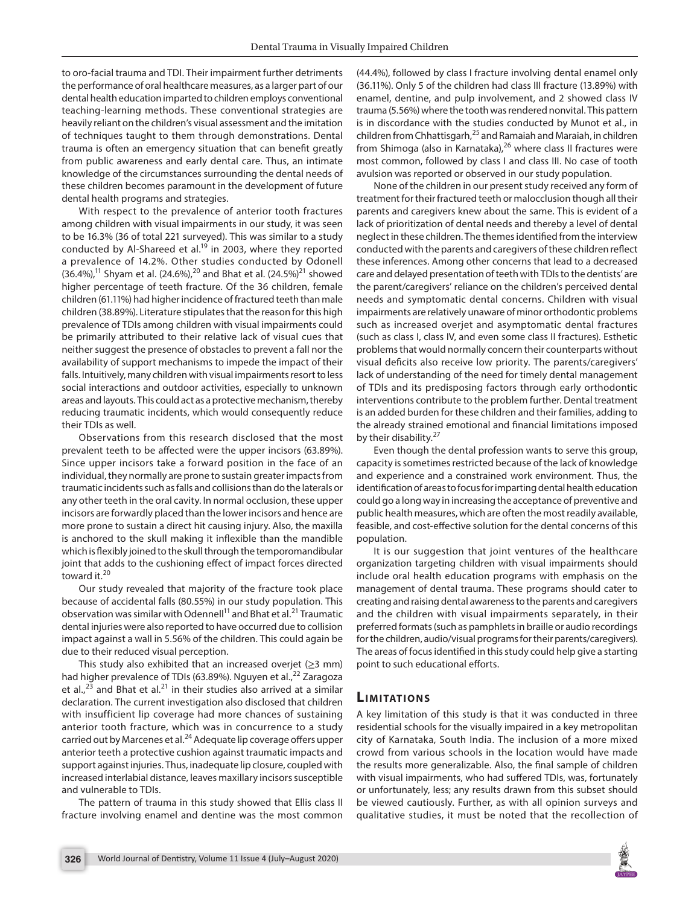to oro-facial trauma and TDI. Their impairment further detriments the performance of oral healthcare measures, as a larger part of our dental health education imparted to children employs conventional teaching-learning methods. These conventional strategies are heavily reliant on the children's visual assessment and the imitation of techniques taught to them through demonstrations. Dental trauma is often an emergency situation that can benefit greatly from public awareness and early dental care. Thus, an intimate knowledge of the circumstances surrounding the dental needs of these children becomes paramount in the development of future dental health programs and strategies.

With respect to the prevalence of anterior tooth fractures among children with visual impairments in our study, it was seen to be 16.3% (36 of total 221 surveyed). This was similar to a study conducted by Al-Shareed et al.[19] in 2003, where they reported a prevalence of 14.2%. Other studies conducted by Odonell (36.4%),[11] Shyam et al. (24.6%),[20] and Bhat et al. (24.5%)[21] showed higher percentage of teeth fracture. Of the 36 children, female children (61.11%) had higher incidence of fractured teeth than male children (38.89%). Literature stipulates that the reason for this high prevalence of TDIs among children with visual impairments could be primarily attributed to their relative lack of visual cues that neither suggest the presence of obstacles to prevent a fall nor the availability of support mechanisms to impede the impact of their falls. Intuitively, many children with visual impairments resort to less social interactions and outdoor activities, especially to unknown areas and layouts. This could act as a protective mechanism, thereby reducing traumatic incidents, which would consequently reduce their TDIs as well.

Observations from this research disclosed that the most prevalent teeth to be affected were the upper incisors (63.89%). Since upper incisors take a forward position in the face of an individual, they normally are prone to sustain greater impacts from traumatic incidents such as falls and collisions than do the laterals or any other teeth in the oral cavity. In normal occlusion, these upper incisors are forwardly placed than the lower incisors and hence are more prone to sustain a direct hit causing injury. Also, the maxilla is anchored to the skull making it inflexible than the mandible which is flexibly joined to the skull through the temporomandibular joint that adds to the cushioning effect of impact forces directed toward it.[20]

Our study revealed that majority of the fracture took place because of accidental falls (80.55%) in our study population. This observation was similar with Odennell[11] and Bhat et al.[21] Traumatic dental injuries were also reported to have occurred due to collision impact against a wall in 5.56% of the children. This could again be due to their reduced visual perception.

This study also exhibited that an increased overjet ($\geq$3 mm) had higher prevalence of TDIs (63.89%). Nguyen et al.,[22] Zaragoza et al.,[23] and Bhat et al.[21] in their studies also arrived at a similar declaration. The current investigation also disclosed that children with insufficient lip coverage had more chances of sustaining anterior tooth fracture, which was in concurrence to a study carried out by Marcenes et al.[24] Adequate lip coverage offers upper anterior teeth a protective cushion against traumatic impacts and support against injuries. Thus, inadequate lip closure, coupled with increased interlabial distance, leaves maxillary incisors susceptible and vulnerable to TDIs.

The pattern of trauma in this study showed that Ellis class II fracture involving enamel and dentine was the most common (44.4%), followed by class I fracture involving dental enamel only (36.11%). Only 5 of the children had class III fracture (13.89%) with enamel, dentine, and pulp involvement, and 2 showed class IV trauma (5.56%) where the tooth was rendered nonvital. This pattern is in discordance with the studies conducted by Munot et al., in children from Chhattisgarh,[25] and Ramaiah and Maraiah, in children from Shimoga (also in Karnataka),[26] where class II fractures were most common, followed by class I and class III. No case of tooth avulsion was reported or observed in our study population.

None of the children in our present study received any form of treatment for their fractured teeth or malocclusion though all their parents and caregivers knew about the same. This is evident of a lack of prioritization of dental needs and thereby a level of dental neglect in these children. The themes identified from the interview conducted with the parents and caregivers of these children reflect these inferences. Among other concerns that lead to a decreased care and delayed presentation of teeth with TDIs to the dentists' are the parent/caregivers' reliance on the children's perceived dental needs and symptomatic dental concerns. Children with visual impairments are relatively unaware of minor orthodontic problems such as increased overjet and asymptomatic dental fractures (such as class I, class IV, and even some class II fractures). Esthetic problems that would normally concern their counterparts without visual deficits also receive low priority. The parents/caregivers' lack of understanding of the need for timely dental management of TDIs and its predisposing factors through early orthodontic interventions contribute to the problem further. Dental treatment is an added burden for these children and their families, adding to the already strained emotional and financial limitations imposed by their disability.[27]

Even though the dental profession wants to serve this group, capacity is sometimes restricted because of the lack of knowledge and experience and a constrained work environment. Thus, the identification of areas to focus for imparting dental health education could go a long way in increasing the acceptance of preventive and public health measures, which are often the most readily available, feasible, and cost-effective solution for the dental concerns of this population.

It is our suggestion that joint ventures of the healthcare organization targeting children with visual impairments should include oral health education programs with emphasis on the management of dental trauma. These programs should cater to creating and raising dental awareness to the parents and caregivers and the children with visual impairments separately, in their preferred formats (such as pamphlets in braille or audio recordings for the children, audio/visual programs for their parents/caregivers). The areas of focus identified in this study could help give a starting point to such educational efforts.

## Limitations

A key limitation of this study is that it was conducted in three residential schools for the visually impaired in a key metropolitan city of Karnataka, South India. The inclusion of a more mixed crowd from various schools in the location would have made the results more generalizable. Also, the final sample of children with visual impairments, who had suffered TDIs, was, fortunately or unfortunately, less; any results drawn from this subset should be viewed cautiously. Further, as with all opinion surveys and qualitative studies, it must be noted that the recollection of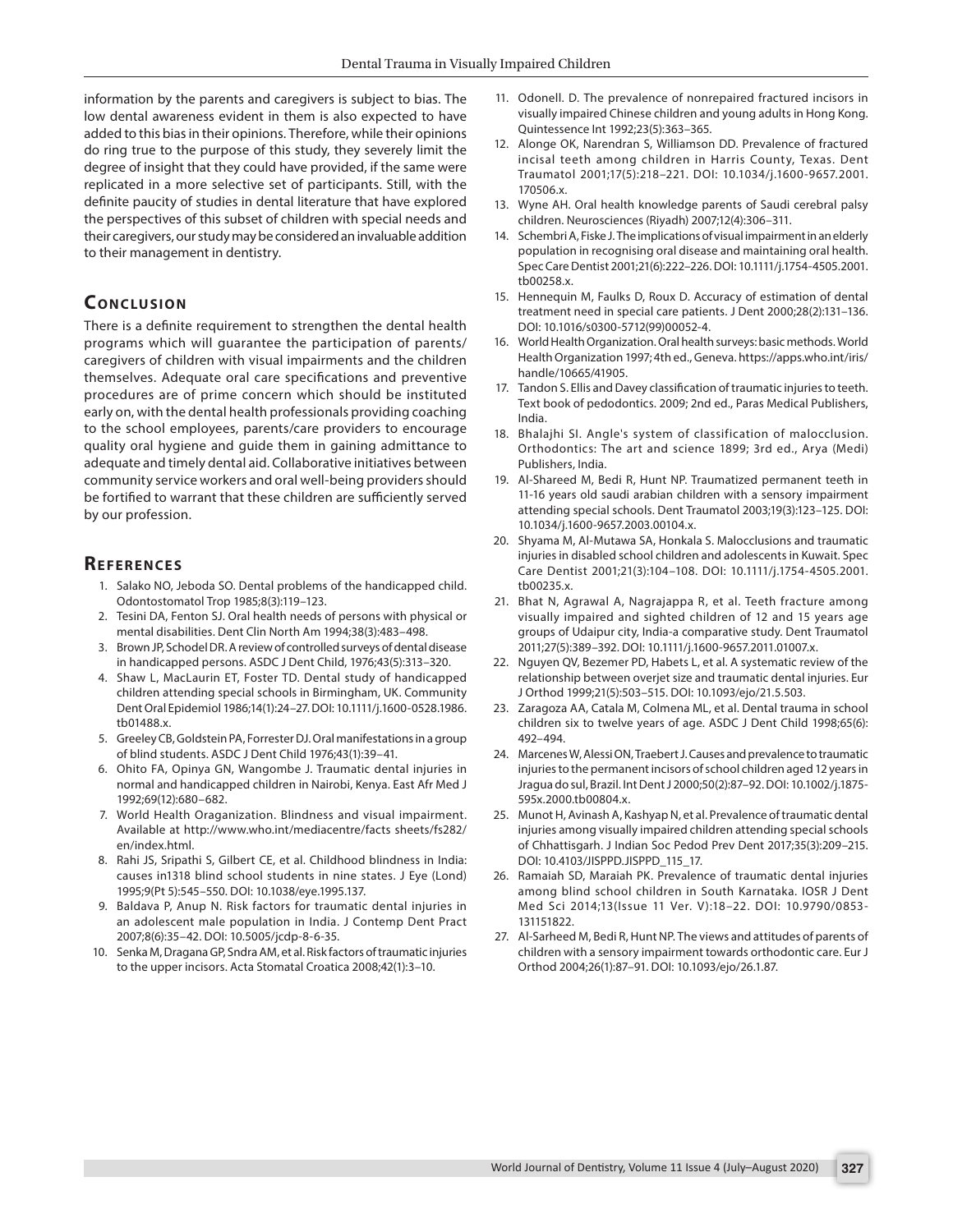information by the parents and caregivers is subject to bias. The low dental awareness evident in them is also expected to have added to this bias in their opinions. Therefore, while their opinions do ring true to the purpose of this study, they severely limit the degree of insight that they could have provided, if the same were replicated in a more selective set of participants. Still, with the definite paucity of studies in dental literature that have explored the perspectives of this subset of children with special needs and their caregivers, our study may be considered an invaluable addition to their management in dentistry.

## Conclusion

There is a definite requirement to strengthen the dental health programs which will guarantee the participation of parents/caregivers of children with visual impairments and the children themselves. Adequate oral care specifications and preventive procedures are of prime concern which should be instituted early on, with the dental health professionals providing coaching to the school employees, parents/care providers to encourage quality oral hygiene and guide them in gaining admittance to adequate and timely dental aid. Collaborative initiatives between community service workers and oral well-being providers should be fortified to warrant that these children are sufficiently served by our profession.

## References

1. Salako NO, Jeboda SO. Dental problems of the handicapped child. Odontostomatol Trop 1985;8(3):119–123.
2. Tesini DA, Fenton SJ. Oral health needs of persons with physical or mental disabilities. Dent Clin North Am 1994;38(3):483–498.
3. Brown JP, Schodel DR. A review of controlled surveys of dental disease in handicapped persons. ASDC J Dent Child, 1976;43(5):313–320.
4. Shaw L, MacLaurin ET, Foster TD. Dental study of handicapped children attending special schools in Birmingham, UK. Community Dent Oral Epidemiol 1986;14(1):24–27. DOI: 10.1111/j.1600-0528.1986.tb01488.x.
5. Greeley CB, Goldstein PA, Forrester DJ. Oral manifestations in a group of blind students. ASDC J Dent Child 1976;43(1):39–41.
6. Ohito FA, Opinya GN, Wangombe J. Traumatic dental injuries in normal and handicapped children in Nairobi, Kenya. East Afr Med J 1992;69(12):680–682.
7. World Health Oraganization. Blindness and visual impairment. Available at http://www.who.int/mediacentre/facts sheets/fs282/en/index.html.
8. Rahi JS, Sripathi S, Gilbert CE, et al. Childhood blindness in India: causes in1318 blind school students in nine states. J Eye (Lond) 1995;9(Pt 5):545–550. DOI: 10.1038/eye.1995.137.
9. Baldava P, Anup N. Risk factors for traumatic dental injuries in an adolescent male population in India. J Contemp Dent Pract 2007;8(6):35–42. DOI: 10.5005/jcdp-8-6-35.
10. Senka M, Dragana GP, Sndra AM, et al. Risk factors of traumatic injuries to the upper incisors. Acta Stomatal Croatica 2008;42(1):3–10.
11. Odonell. D. The prevalence of nonrepaired fractured incisors in visually impaired Chinese children and young adults in Hong Kong. Quintessence Int 1992;23(5):363–365.
12. Alonge OK, Narendran S, Williamson DD. Prevalence of fractured incisal teeth among children in Harris County, Texas. Dent Traumatol 2001;17(5):218–221. DOI: 10.1034/j.1600-9657.2001.170506.x.
13. Wyne AH. Oral health knowledge parents of Saudi cerebral palsy children. Neurosciences (Riyadh) 2007;12(4):306–311.
14. Schembri A, Fiske J. The implications of visual impairment in an elderly population in recognising oral disease and maintaining oral health. Spec Care Dentist 2001;21(6):222–226. DOI: 10.1111/j.1754-4505.2001.tb00258.x.
15. Hennequin M, Faulks D, Roux D. Accuracy of estimation of dental treatment need in special care patients. J Dent 2000;28(2):131–136. DOI: 10.1016/s0300-5712(99)00052-4.
16. World Health Organization. Oral health surveys: basic methods. World Health Organization 1997; 4th ed., Geneva. https://apps.who.int/iris/handle/10665/41905.
17. Tandon S. Ellis and Davey classification of traumatic injuries to teeth. Text book of pedodontics. 2009; 2nd ed., Paras Medical Publishers, India.
18. Bhalajhi SI. Angle's system of classification of malocclusion. Orthodontics: The art and science 1899; 3rd ed., Arya (Medi) Publishers, India.
19. Al-Shareed M, Bedi R, Hunt NP. Traumatized permanent teeth in 11-16 years old saudi arabian children with a sensory impairment attending special schools. Dent Traumatol 2003;19(3):123–125. DOI: 10.1034/j.1600-9657.2003.00104.x.
20. Shyama M, Al-Mutawa SA, Honkala S. Malocclusions and traumatic injuries in disabled school children and adolescents in Kuwait. Spec Care Dentist 2001;21(3):104–108. DOI: 10.1111/j.1754-4505.2001.tb00235.x.
21. Bhat N, Agrawal A, Nagrajappa R, et al. Teeth fracture among visually impaired and sighted children of 12 and 15 years age groups of Udaipur city, India-a comparative study. Dent Traumatol 2011;27(5):389–392. DOI: 10.1111/j.1600-9657.2011.01007.x.
22. Nguyen QV, Bezemer PD, Habets L, et al. A systematic review of the relationship between overjet size and traumatic dental injuries. Eur J Orthod 1999;21(5):503–515. DOI: 10.1093/ejo/21.5.503.
23. Zaragoza AA, Catala M, Colmena ML, et al. Dental trauma in school children six to twelve years of age. ASDC J Dent Child 1998;65(6):492–494.
24. Marcenes W, Alessi ON, Traebert J. Causes and prevalence to traumatic injuries to the permanent incisors of school children aged 12 years in Jragua do sul, Brazil. Int Dent J 2000;50(2):87–92. DOI: 10.1002/j.1875-595x.2000.tb00804.x.
25. Munot H, Avinash A, Kashyap N, et al. Prevalence of traumatic dental injuries among visually impaired children attending special schools of Chhattisgarh. J Indian Soc Pedod Prev Dent 2017;35(3):209–215. DOI: 10.4103/JISPPD.JISPPD_115_17.
26. Ramaiah SD, Maraiah PK. Prevalence of traumatic dental injuries among blind school children in South Karnataka. IOSR J Dent Med Sci 2014;13(Issue 11 Ver. V):18–22. DOI: 10.9790/0853-131151822.
27. Al-Sarheed M, Bedi R, Hunt NP. The views and attitudes of parents of children with a sensory impairment towards orthodontic care. Eur J Orthod 2004;26(1):87–91. DOI: 10.1093/ejo/26.1.87.